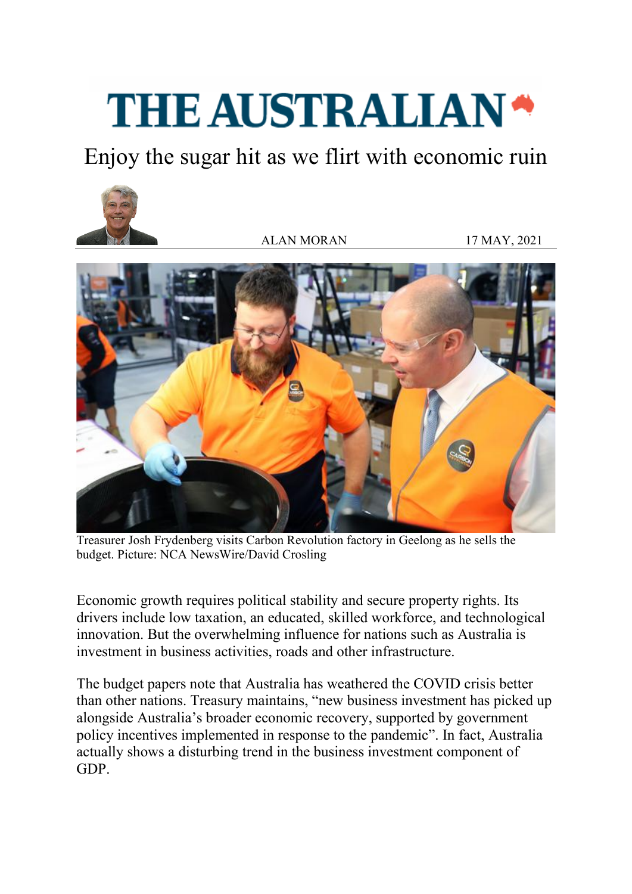# THE AUSTRALIAN

## Enjoy the sugar hit as we flirt with economic ruin

ALAN MORAN 17 MAY, 2021

Treasurer Josh Frydenberg visits Carbon Revolution factory in Geelong as he sells the budget. Picture: NCA NewsWire/David Crosling

Economic growth requires political stability and secure property rights. Its drivers include low taxation, an educated, skilled workforce, and technological innovation. But the overwhelming influence for nations such as Australia is investment in business activities, roads and other infrastructure.

The budget papers note that Australia has weathered the COVID crisis better than other nations. Treasury maintains, "new business investment has picked up alongside Australia's broader economic recovery, supported by government policy incentives implemented in response to the pandemic". In fact, Australia actually shows a disturbing trend in the business investment component of GDP.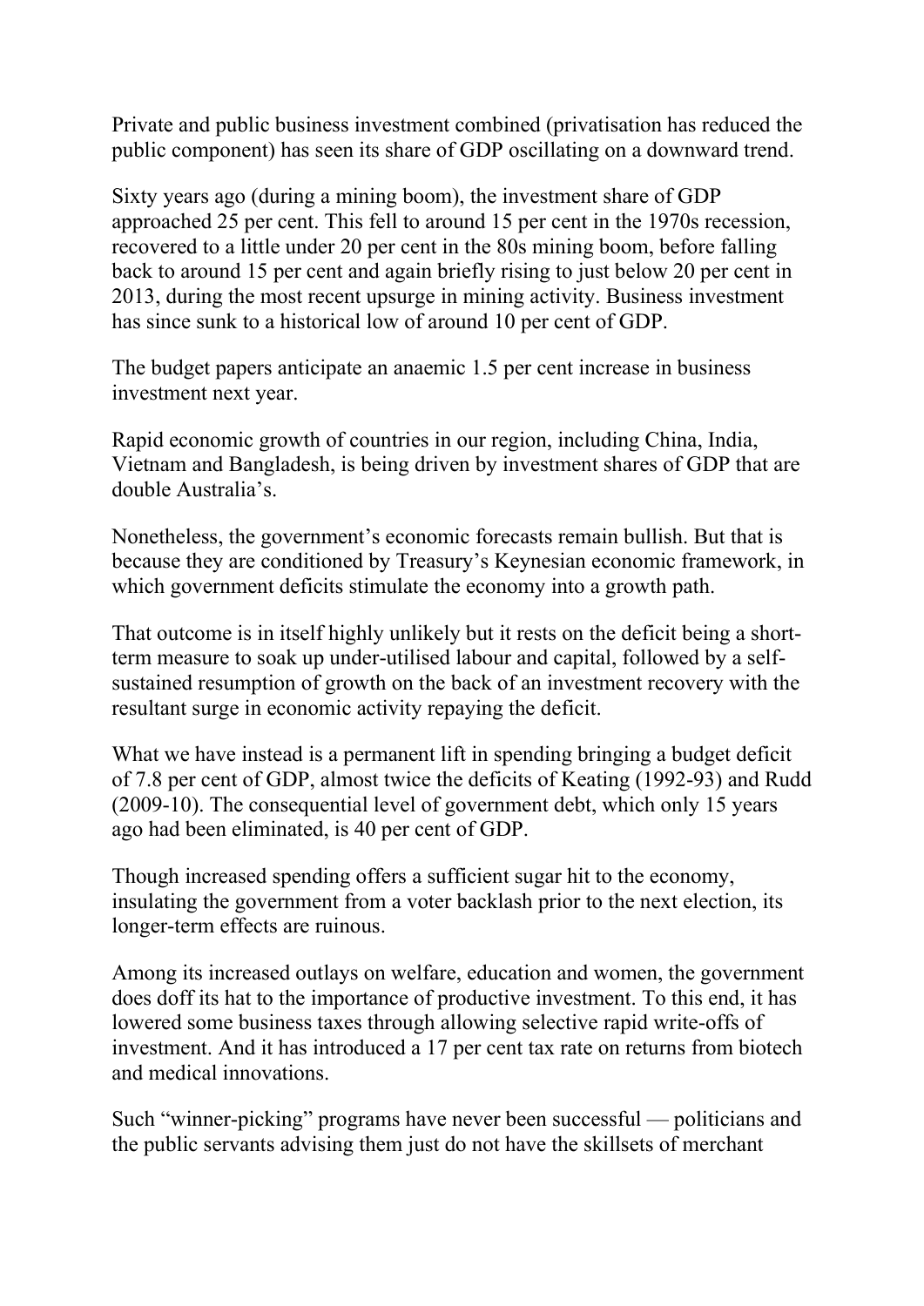Private and public business investment combined (privatisation has reduced the public component) has seen its share of GDP oscillating on a downward trend.

Sixty years ago (during a mining boom), the investment share of GDP approached 25 per cent. This fell to around 15 per cent in the 1970s recession, recovered to a little under 20 per cent in the 80s mining boom, before falling back to around 15 per cent and again briefly rising to just below 20 per cent in 2013, during the most recent upsurge in mining activity. Business investment has since sunk to a historical low of around 10 per cent of GDP.

The budget papers anticipate an anaemic 1.5 per cent increase in business investment next year.

Rapid economic growth of countries in our region, including China, India, Vietnam and Bangladesh, is being driven by investment shares of GDP that are double Australia's.

Nonetheless, the government's economic forecasts remain bullish. But that is because they are conditioned by Treasury's Keynesian economic framework, in which government deficits stimulate the economy into a growth path.

That outcome is in itself highly unlikely but it rests on the deficit being a short-term measure to soak up under-utilised labour and capital, followed by a self-sustained resumption of growth on the back of an investment recovery with the resultant surge in economic activity repaying the deficit.

What we have instead is a permanent lift in spending bringing a budget deficit of 7.8 per cent of GDP, almost twice the deficits of Keating (1992-93) and Rudd (2009-10). The consequential level of government debt, which only 15 years ago had been eliminated, is 40 per cent of GDP.

Though increased spending offers a sufficient sugar hit to the economy, insulating the government from a voter backlash prior to the next election, its longer-term effects are ruinous.

Among its increased outlays on welfare, education and women, the government does doff its hat to the importance of productive investment. To this end, it has lowered some business taxes through allowing selective rapid write-offs of investment. And it has introduced a 17 per cent tax rate on returns from biotech and medical innovations.

Such "winner-picking" programs have never been successful — politicians and the public servants advising them just do not have the skillsets of merchant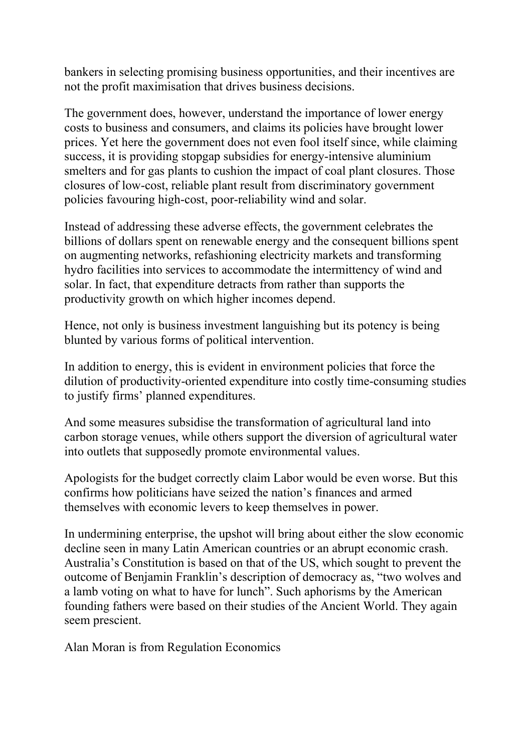bankers in selecting promising business opportunities, and their incentives are not the profit maximisation that drives business decisions.

The government does, however, understand the importance of lower energy costs to business and consumers, and claims its policies have brought lower prices. Yet here the government does not even fool itself since, while claiming success, it is providing stopgap subsidies for energy-intensive aluminium smelters and for gas plants to cushion the impact of coal plant closures. Those closures of low-cost, reliable plant result from discriminatory government policies favouring high-cost, poor-reliability wind and solar.

Instead of addressing these adverse effects, the government celebrates the billions of dollars spent on renewable energy and the consequent billions spent on augmenting networks, refashioning electricity markets and transforming hydro facilities into services to accommodate the intermittency of wind and solar. In fact, that expenditure detracts from rather than supports the productivity growth on which higher incomes depend.

Hence, not only is business investment languishing but its potency is being blunted by various forms of political intervention.

In addition to energy, this is evident in environment policies that force the dilution of productivity-oriented expenditure into costly time-consuming studies to justify firms' planned expenditures.

And some measures subsidise the transformation of agricultural land into carbon storage venues, while others support the diversion of agricultural water into outlets that supposedly promote environmental values.

Apologists for the budget correctly claim Labor would be even worse. But this confirms how politicians have seized the nation's finances and armed themselves with economic levers to keep themselves in power.

In undermining enterprise, the upshot will bring about either the slow economic decline seen in many Latin American countries or an abrupt economic crash. Australia's Constitution is based on that of the US, which sought to prevent the outcome of Benjamin Franklin's description of democracy as, "two wolves and a lamb voting on what to have for lunch". Such aphorisms by the American founding fathers were based on their studies of the Ancient World. They again seem prescient.

Alan Moran is from Regulation Economics